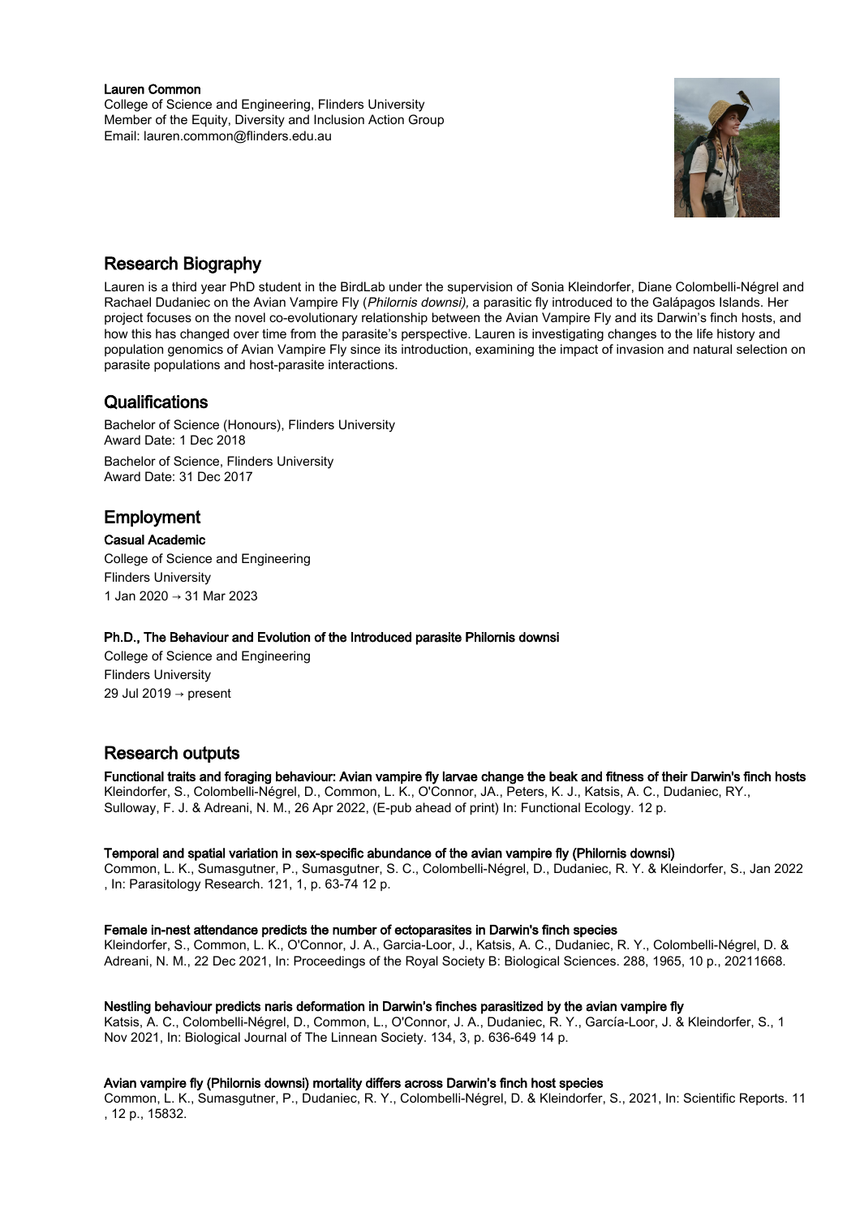**Lauren Common**
College of Science and Engineering, Flinders University
Member of the Equity, Diversity and Inclusion Action Group
Email: lauren.common@flinders.edu.au

## Research Biography

Lauren is a third year PhD student in the BirdLab under the supervision of Sonia Kleindorfer, Diane Colombelli-Négrel and Rachael Dudaniec on the Avian Vampire Fly (*Philornis downsi),* a parasitic fly introduced to the Galápagos Islands. Her project focuses on the novel co-evolutionary relationship between the Avian Vampire Fly and its Darwin's finch hosts, and how this has changed over time from the parasite's perspective. Lauren is investigating changes to the life history and population genomics of Avian Vampire Fly since its introduction, examining the impact of invasion and natural selection on parasite populations and host-parasite interactions.

## Qualifications

Bachelor of Science (Honours), Flinders University
Award Date: 1 Dec 2018

Bachelor of Science, Flinders University
Award Date: 31 Dec 2017

## Employment

**Casual Academic**
College of Science and Engineering
Flinders University
1 Jan 2020 → 31 Mar 2023

**Ph.D., The Behaviour and Evolution of the Introduced parasite Philornis downsi**
College of Science and Engineering
Flinders University
29 Jul 2019 → present

## Research outputs

**Functional traits and foraging behaviour: Avian vampire fly larvae change the beak and fitness of their Darwin's finch hosts**
Kleindorfer, S., Colombelli-Négrel, D., Common, L. K., O'Connor, JA., Peters, K. J., Katsis, A. C., Dudaniec, RY., Sulloway, F. J. & Adreani, N. M., 26 Apr 2022, (E-pub ahead of print) In: Functional Ecology. 12 p.

**Temporal and spatial variation in sex-specific abundance of the avian vampire fly (Philornis downsi)**
Common, L. K., Sumasgutner, P., Sumasgutner, S. C., Colombelli-Négrel, D., Dudaniec, R. Y. & Kleindorfer, S., Jan 2022 , In: Parasitology Research. 121, 1, p. 63-74 12 p.

**Female in-nest attendance predicts the number of ectoparasites in Darwin's finch species**
Kleindorfer, S., Common, L. K., O'Connor, J. A., Garcia-Loor, J., Katsis, A. C., Dudaniec, R. Y., Colombelli-Négrel, D. & Adreani, N. M., 22 Dec 2021, In: Proceedings of the Royal Society B: Biological Sciences. 288, 1965, 10 p., 20211668.

**Nestling behaviour predicts naris deformation in Darwin's finches parasitized by the avian vampire fly**
Katsis, A. C., Colombelli-Négrel, D., Common, L., O'Connor, J. A., Dudaniec, R. Y., García-Loor, J. & Kleindorfer, S., 1 Nov 2021, In: Biological Journal of The Linnean Society. 134, 3, p. 636-649 14 p.

**Avian vampire fly (Philornis downsi) mortality differs across Darwin's finch host species**
Common, L. K., Sumasgutner, P., Dudaniec, R. Y., Colombelli-Négrel, D. & Kleindorfer, S., 2021, In: Scientific Reports. 11 , 12 p., 15832.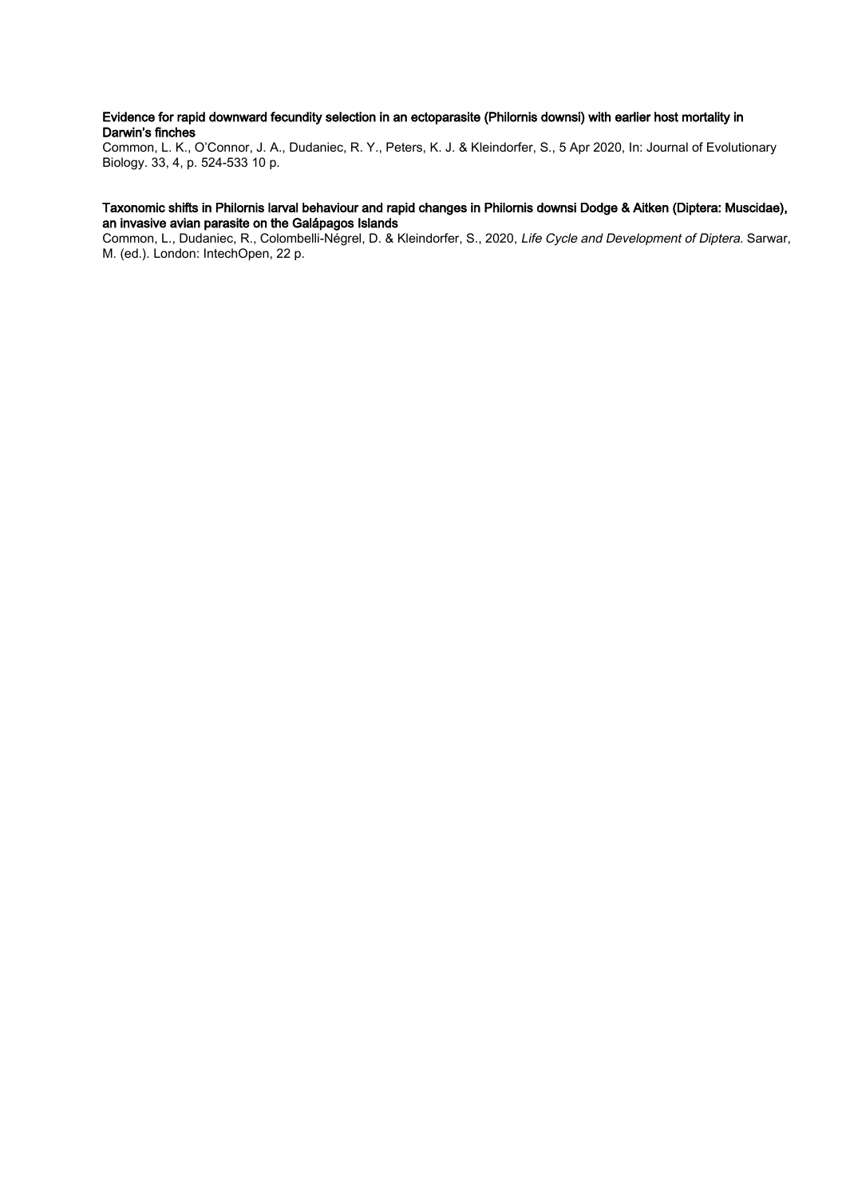**Evidence for rapid downward fecundity selection in an ectoparasite (Philornis downsi) with earlier host mortality in Darwin's finches**

Common, L. K., O'Connor, J. A., Dudaniec, R. Y., Peters, K. J. & Kleindorfer, S., 5 Apr 2020, In: Journal of Evolutionary Biology. 33, 4, p. 524-533 10 p.

**Taxonomic shifts in Philornis larval behaviour and rapid changes in Philornis downsi Dodge & Aitken (Diptera: Muscidae), an invasive avian parasite on the Galápagos Islands**

Common, L., Dudaniec, R., Colombelli-Négrel, D. & Kleindorfer, S., 2020, *Life Cycle and Development of Diptera*. Sarwar, M. (ed.). London: IntechOpen, 22 p.